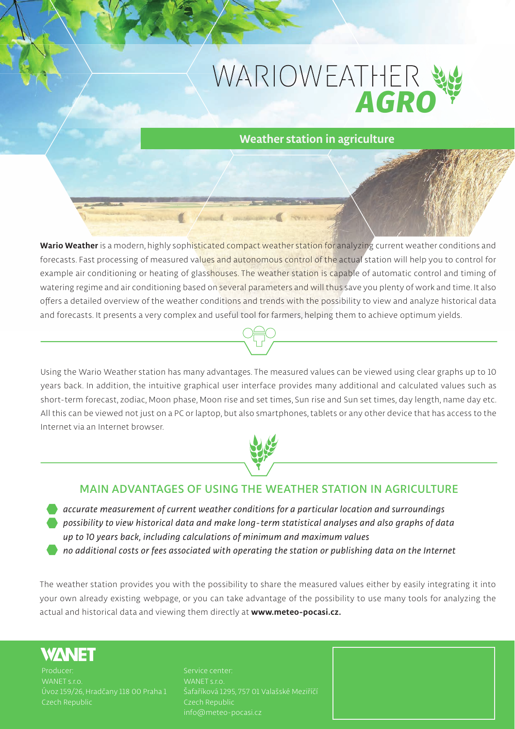# WARIOWEATHER AGRO

## Weather station in agriculture

**Wario Weather** is a modern, highly sophisticated compact weather station for analyzing current weather conditions and forecasts. Fast processing of measured values and autonomous control of the actual station will help you to control for example air conditioning or heating of glasshouses. The weather station is capable of automatic control and timing of watering regime and air conditioning based on several parameters and will thus save you plenty of work and time. It also offers a detailed overview of the weather conditions and trends with the possibility to view and analyze historical data and forecasts. It presents a very complex and useful tool for farmers, helping them to achieve optimum yields.

Using the Wario Weather station has many advantages. The measured values can be viewed using clear graphs up to 10 years back. In addition, the intuitive graphical user interface provides many additional and calculated values such as short-term forecast, zodiac, Moon phase, Moon rise and set times, Sun rise and Sun set times, day length, name day etc. All this can be viewed not just on a PC or laptop, but also smartphones, tablets or any other device that has access to the Internet via an Internet browser.

## MAIN ADVANTAGES OF USING THE WEATHER STATION IN AGRICULTURE

- *accurate measurement of current weather conditions for a particular location and surroundings*
- *possibility to view historical data and make long-term statistical analyses and also graphs of data up to 10 years back, including calculations of minimum and maximum values*
- *no additional costs or fees associated with operating the station or publishing data on the Internet*

The weather station provides you with the possibility to share the measured values either by easily integrating it into your own already existing webpage, or you can take advantage of the possibility to use many tools for analyzing the actual and historical data and viewing them directly at **www.meteo-pocasi.cz.**

WANET

Producer:
WANET s.r.o.
Úvoz 159/26, Hradčany 118 00 Praha 1
Czech Republic

Service center:
WANET s.r.o.
Šafaříková 1295, 757 01 Valašské Meziříčí
Czech Republic
info@meteo-pocasi.cz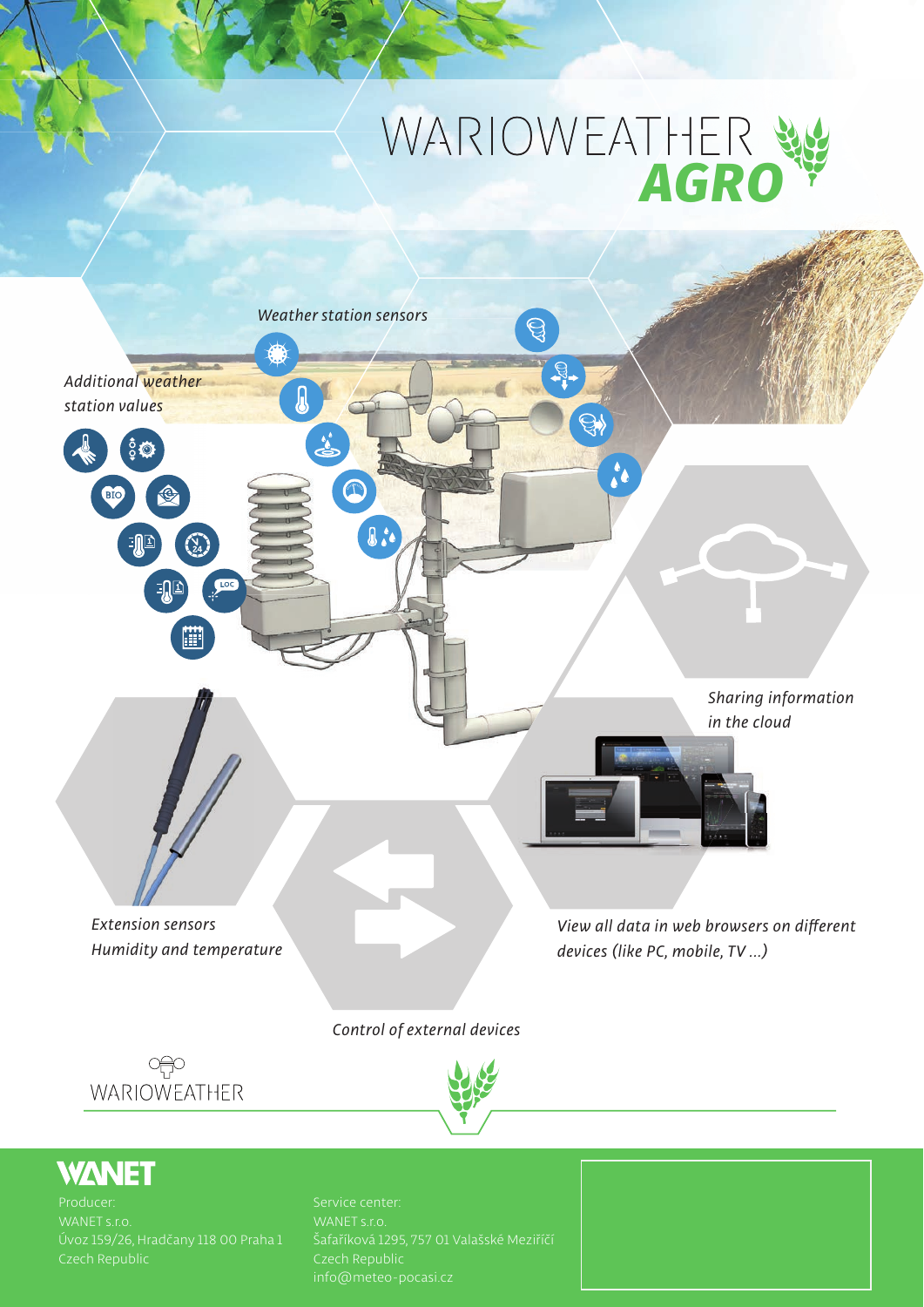# WARIOWEATHER AGRO

*Weather station sensors*

*Additional weather station values*

*Sharing information in the cloud*

*Extension sensors Humidity and temperature*

*View all data in web browsers on different devices (like PC, mobile, TV ...)*

*Control of external devices*

WARIOWEATHER

WANET

Producer:
WANET s.r.o.
Úvoz 159/26, Hradčany 118 00 Praha 1
Czech Republic

Service center:
WANET s.r.o.
Šafaříková 1295, 757 01 Valašské Meziříčí
Czech Republic
info@meteo-pocasi.cz